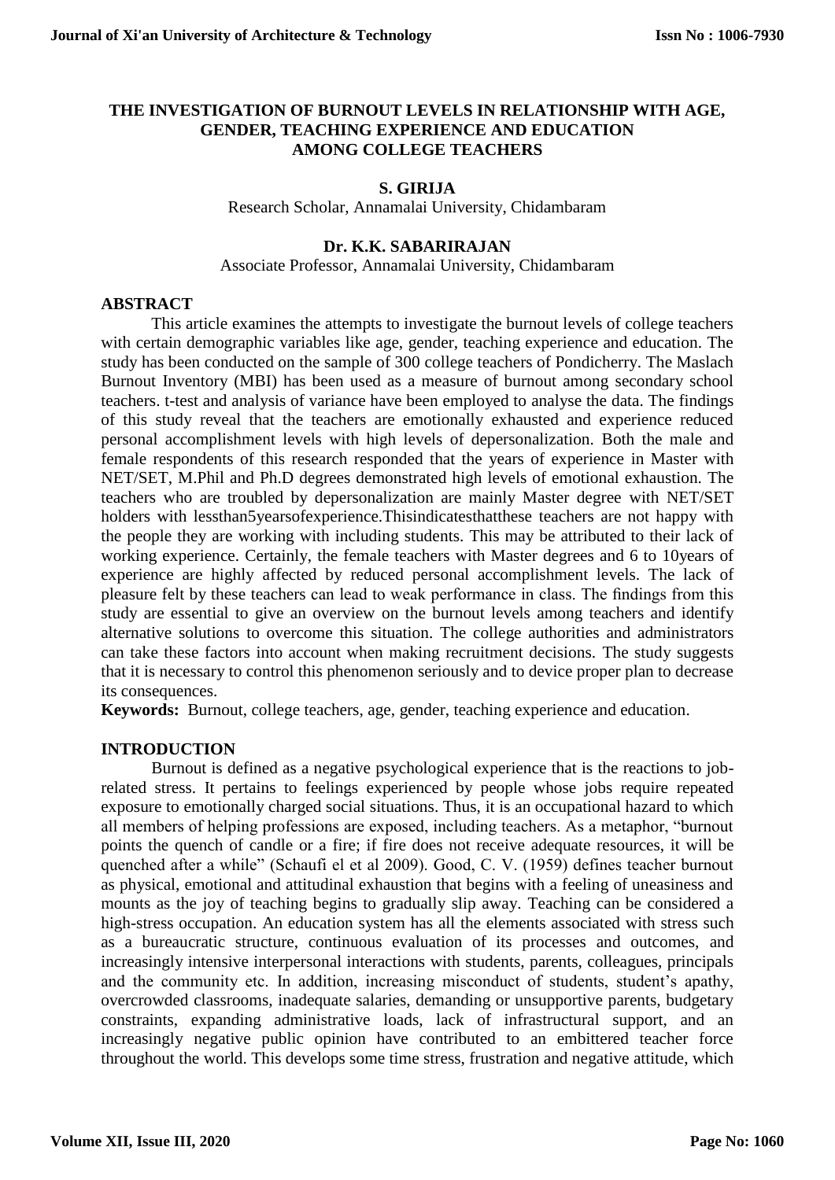# THE INVESTIGATION OF BURNOUT LEVELS IN RELATIONSHIP WITH AGE, GENDER, TEACHING EXPERIENCE AND EDUCATION AMONG COLLEGE TEACHERS

**S. GIRIJA**

Research Scholar, Annamalai University, Chidambaram

**Dr. K.K. SABARIRAJAN**

Associate Professor, Annamalai University, Chidambaram

## ABSTRACT

This article examines the attempts to investigate the burnout levels of college teachers with certain demographic variables like age, gender, teaching experience and education. The study has been conducted on the sample of 300 college teachers of Pondicherry. The Maslach Burnout Inventory (MBI) has been used as a measure of burnout among secondary school teachers. t-test and analysis of variance have been employed to analyse the data. The findings of this study reveal that the teachers are emotionally exhausted and experience reduced personal accomplishment levels with high levels of depersonalization. Both the male and female respondents of this research responded that the years of experience in Master with NET/SET, M.Phil and Ph.D degrees demonstrated high levels of emotional exhaustion. The teachers who are troubled by depersonalization are mainly Master degree with NET/SET holders with lessthan5yearsofexperience.Thisindicatesthatthese teachers are not happy with the people they are working with including students. This may be attributed to their lack of working experience. Certainly, the female teachers with Master degrees and 6 to 10years of experience are highly affected by reduced personal accomplishment levels. The lack of pleasure felt by these teachers can lead to weak performance in class. The findings from this study are essential to give an overview on the burnout levels among teachers and identify alternative solutions to overcome this situation. The college authorities and administrators can take these factors into account when making recruitment decisions. The study suggests that it is necessary to control this phenomenon seriously and to device proper plan to decrease its consequences.

**Keywords:** Burnout, college teachers, age, gender, teaching experience and education.

## INTRODUCTION

Burnout is defined as a negative psychological experience that is the reactions to job-related stress. It pertains to feelings experienced by people whose jobs require repeated exposure to emotionally charged social situations. Thus, it is an occupational hazard to which all members of helping professions are exposed, including teachers. As a metaphor, "burnout points the quench of candle or a fire; if fire does not receive adequate resources, it will be quenched after a while" (Schaufi el et al 2009). Good, C. V. (1959) defines teacher burnout as physical, emotional and attitudinal exhaustion that begins with a feeling of uneasiness and mounts as the joy of teaching begins to gradually slip away. Teaching can be considered a high-stress occupation. An education system has all the elements associated with stress such as a bureaucratic structure, continuous evaluation of its processes and outcomes, and increasingly intensive interpersonal interactions with students, parents, colleagues, principals and the community etc. In addition, increasing misconduct of students, student's apathy, overcrowded classrooms, inadequate salaries, demanding or unsupportive parents, budgetary constraints, expanding administrative loads, lack of infrastructural support, and an increasingly negative public opinion have contributed to an embittered teacher force throughout the world. This develops some time stress, frustration and negative attitude, which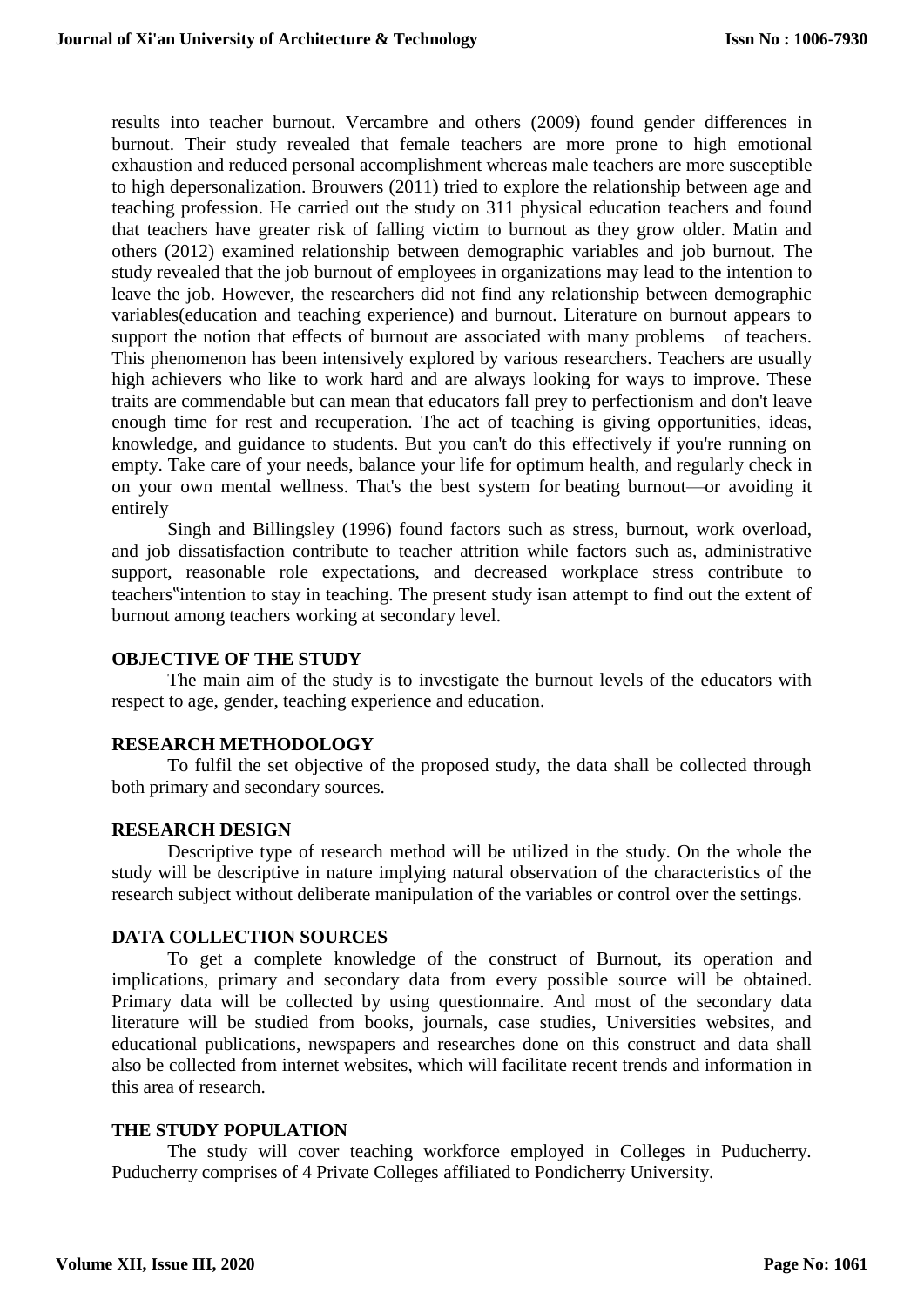results into teacher burnout. Vercambre and others (2009) found gender differences in burnout. Their study revealed that female teachers are more prone to high emotional exhaustion and reduced personal accomplishment whereas male teachers are more susceptible to high depersonalization. Brouwers (2011) tried to explore the relationship between age and teaching profession. He carried out the study on 311 physical education teachers and found that teachers have greater risk of falling victim to burnout as they grow older. Matin and others (2012) examined relationship between demographic variables and job burnout. The study revealed that the job burnout of employees in organizations may lead to the intention to leave the job. However, the researchers did not find any relationship between demographic variables(education and teaching experience) and burnout. Literature on burnout appears to support the notion that effects of burnout are associated with many problems of teachers. This phenomenon has been intensively explored by various researchers. Teachers are usually high achievers who like to work hard and are always looking for ways to improve. These traits are commendable but can mean that educators fall prey to perfectionism and don't leave enough time for rest and recuperation. The act of teaching is giving opportunities, ideas, knowledge, and guidance to students. But you can't do this effectively if you're running on empty. Take care of your needs, balance your life for optimum health, and regularly check in on your own mental wellness. That's the best system for beating burnout—or avoiding it entirely

Singh and Billingsley (1996) found factors such as stress, burnout, work overload, and job dissatisfaction contribute to teacher attrition while factors such as, administrative support, reasonable role expectations, and decreased workplace stress contribute to teachers‟intention to stay in teaching. The present study isan attempt to find out the extent of burnout among teachers working at secondary level.

## OBJECTIVE OF THE STUDY

The main aim of the study is to investigate the burnout levels of the educators with respect to age, gender, teaching experience and education.

## RESEARCH METHODOLOGY

To fulfil the set objective of the proposed study, the data shall be collected through both primary and secondary sources.

## RESEARCH DESIGN

Descriptive type of research method will be utilized in the study. On the whole the study will be descriptive in nature implying natural observation of the characteristics of the research subject without deliberate manipulation of the variables or control over the settings.

## DATA COLLECTION SOURCES

To get a complete knowledge of the construct of Burnout, its operation and implications, primary and secondary data from every possible source will be obtained. Primary data will be collected by using questionnaire. And most of the secondary data literature will be studied from books, journals, case studies, Universities websites, and educational publications, newspapers and researches done on this construct and data shall also be collected from internet websites, which will facilitate recent trends and information in this area of research.

## THE STUDY POPULATION

The study will cover teaching workforce employed in Colleges in Puducherry. Puducherry comprises of 4 Private Colleges affiliated to Pondicherry University.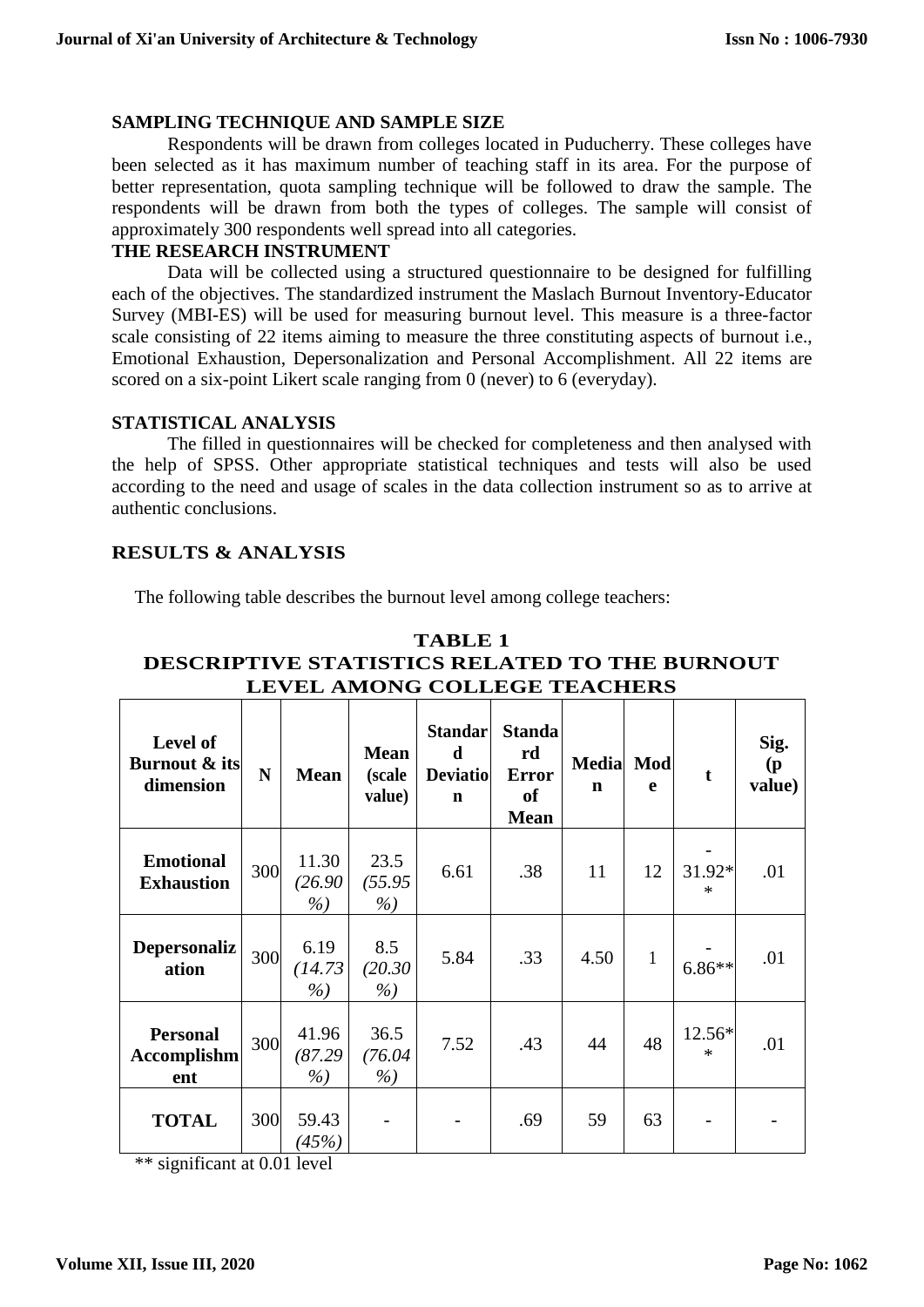### SAMPLING TECHNIQUE AND SAMPLE SIZE

Respondents will be drawn from colleges located in Puducherry. These colleges have been selected as it has maximum number of teaching staff in its area. For the purpose of better representation, quota sampling technique will be followed to draw the sample. The respondents will be drawn from both the types of colleges. The sample will consist of approximately 300 respondents well spread into all categories.

### THE RESEARCH INSTRUMENT

Data will be collected using a structured questionnaire to be designed for fulfilling each of the objectives. The standardized instrument the Maslach Burnout Inventory-Educator Survey (MBI-ES) will be used for measuring burnout level. This measure is a three-factor scale consisting of 22 items aiming to measure the three constituting aspects of burnout i.e., Emotional Exhaustion, Depersonalization and Personal Accomplishment. All 22 items are scored on a six-point Likert scale ranging from 0 (never) to 6 (everyday).

### STATISTICAL ANALYSIS

The filled in questionnaires will be checked for completeness and then analysed with the help of SPSS. Other appropriate statistical techniques and tests will also be used according to the need and usage of scales in the data collection instrument so as to arrive at authentic conclusions.

## RESULTS & ANALYSIS

The following table describes the burnout level among college teachers:

**TABLE 1**
**DESCRIPTIVE STATISTICS RELATED TO THE BURNOUT LEVEL AMONG COLLEGE TEACHERS**

| Level of Burnout & its dimension | N | Mean | Mean (scale value) | Standard Deviation | Standard Error of Mean | Median | Mode | t | Sig. (p value) |
|---|---|---|---|---|---|---|---|---|---|
| **Emotional Exhaustion** | 300 | 11.30 *(26.90 %)* | 23.5 *(55.95 %)* | 6.61 | .38 | 11 | 12 | -31.92** | .01 |
| **Depersonalization** | 300 | 6.19 *(14.73 %)* | 8.5 *(20.30 %)* | 5.84 | .33 | 4.50 | 1 | -6.86** | .01 |
| **Personal Accomplishment** | 300 | 41.96 *(87.29 %)* | 36.5 *(76.04 %)* | 7.52 | .43 | 44 | 48 | 12.56** | .01 |
| **TOTAL** | 300 | 59.43 *(45%)* | - | - | .69 | 59 | 63 | - | - |

** significant at 0.01 level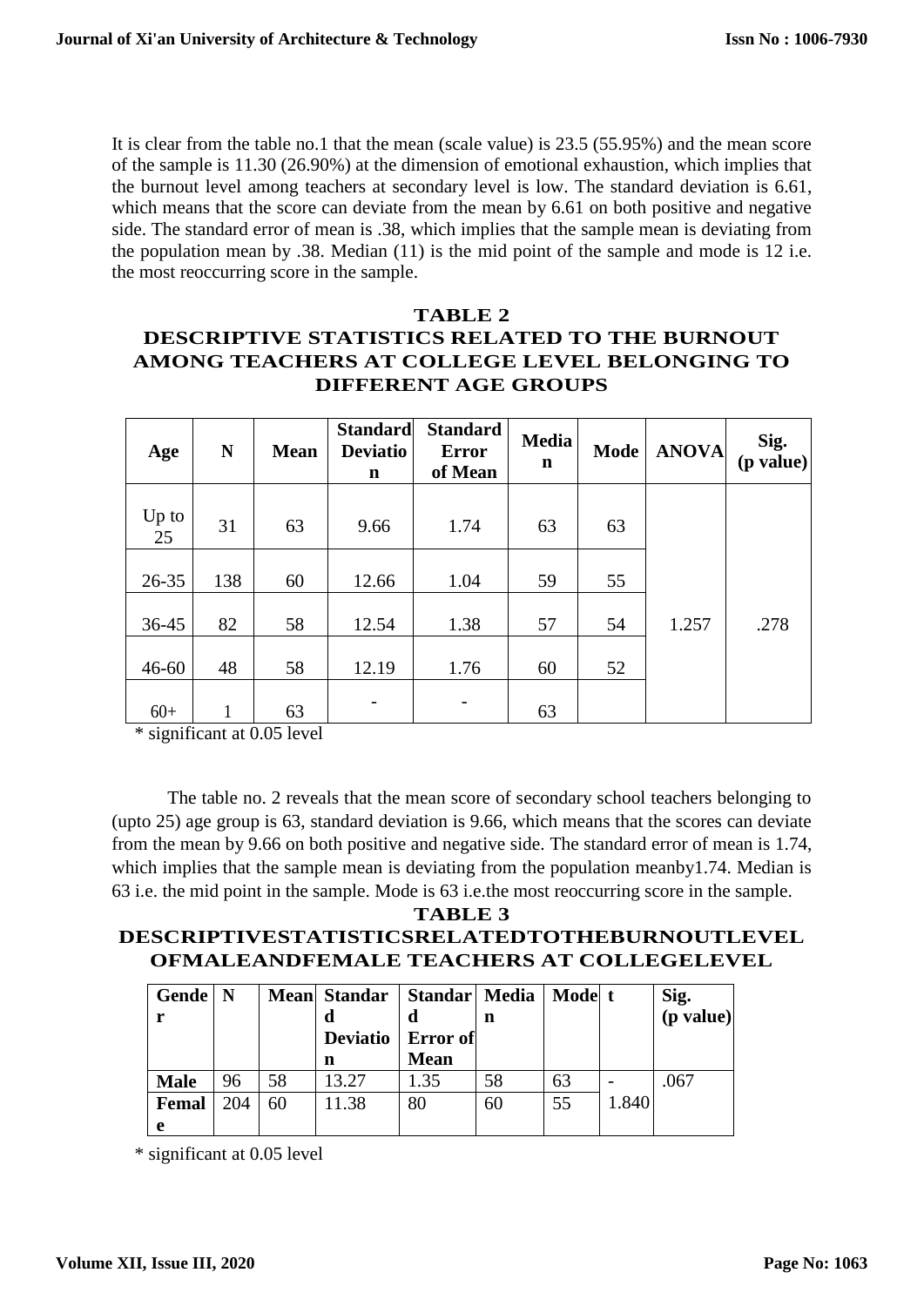It is clear from the table no.1 that the mean (scale value) is 23.5 (55.95%) and the mean score of the sample is 11.30 (26.90%) at the dimension of emotional exhaustion, which implies that the burnout level among teachers at secondary level is low. The standard deviation is 6.61, which means that the score can deviate from the mean by 6.61 on both positive and negative side. The standard error of mean is .38, which implies that the sample mean is deviating from the population mean by .38. Median (11) is the mid point of the sample and mode is 12 i.e. the most reoccurring score in the sample.

## TABLE 2
## DESCRIPTIVE STATISTICS RELATED TO THE BURNOUT AMONG TEACHERS AT COLLEGE LEVEL BELONGING TO DIFFERENT AGE GROUPS

| Age | N | Mean | Standard Deviation | Standard Error of Mean | Median | Mode | ANOVA | Sig. (p value) |
|---|---|---|---|---|---|---|---|---|
| Up to 25 | 31 | 63 | 9.66 | 1.74 | 63 | 63 | 1.257 | .278 |
| 26-35 | 138 | 60 | 12.66 | 1.04 | 59 | 55 | | |
| 36-45 | 82 | 58 | 12.54 | 1.38 | 57 | 54 | | |
| 46-60 | 48 | 58 | 12.19 | 1.76 | 60 | 52 | | |
| 60+ | 1 | 63 | - | - | 63 | | | |

* significant at 0.05 level

The table no. 2 reveals that the mean score of secondary school teachers belonging to (upto 25) age group is 63, standard deviation is 9.66, which means that the scores can deviate from the mean by 9.66 on both positive and negative side. The standard error of mean is 1.74, which implies that the sample mean is deviating from the population meanby1.74. Median is 63 i.e. the mid point in the sample. Mode is 63 i.e.the most reoccurring score in the sample.

## TABLE 3
## DESCRIPTIVESTATISTICSRELATEDTOTHEBURNOUTLEVEL OFMALEANDFEMALE TEACHERS AT COLLEGELEVEL

| Gender | N | Mean | Standard Deviation | Standard Error of Mean | Median | Mode | t | Sig. (p value) |
|---|---|---|---|---|---|---|---|---|
| Male | 96 | 58 | 13.27 | 1.35 | 58 | 63 | -1.840 | .067 |
| Female | 204 | 60 | 11.38 | 80 | 60 | 55 | | |

* significant at 0.05 level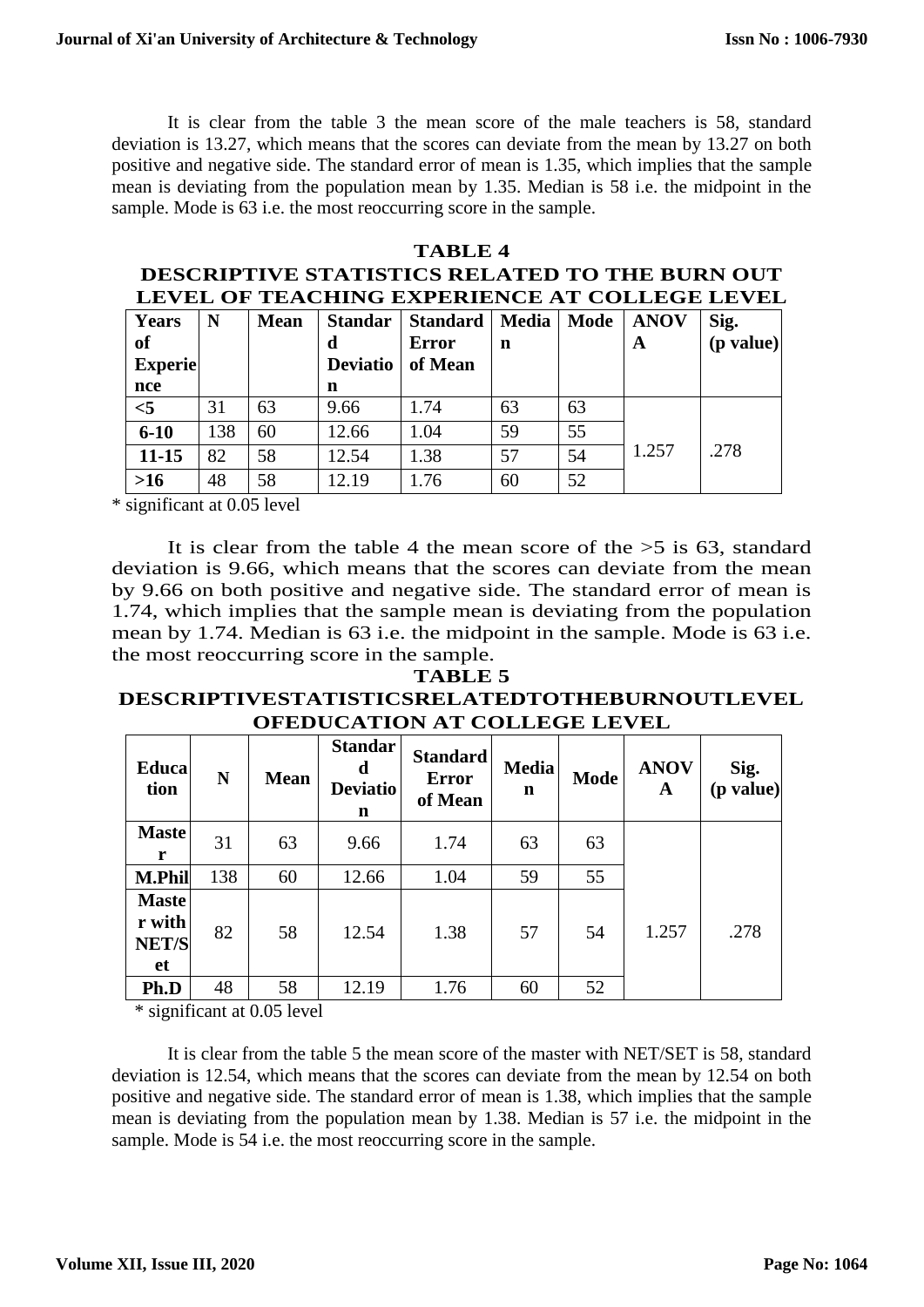It is clear from the table 3 the mean score of the male teachers is 58, standard deviation is 13.27, which means that the scores can deviate from the mean by 13.27 on both positive and negative side. The standard error of mean is 1.35, which implies that the sample mean is deviating from the population mean by 1.35. Median is 58 i.e. the midpoint in the sample. Mode is 63 i.e. the most reoccurring score in the sample.

**TABLE 4**

**DESCRIPTIVE STATISTICS RELATED TO THE BURN OUT LEVEL OF TEACHING EXPERIENCE AT COLLEGE LEVEL**

| Years of Experience | N | Mean | Standard Deviation | Standard Error of Mean | Median | Mode | ANOVA | Sig. (p value) |
|---|---|---|---|---|---|---|---|---|
| <5 | 31 | 63 | 9.66 | 1.74 | 63 | 63 | 1.257 | .278 |
| 6-10 | 138 | 60 | 12.66 | 1.04 | 59 | 55 | | |
| 11-15 | 82 | 58 | 12.54 | 1.38 | 57 | 54 | | |
| >16 | 48 | 58 | 12.19 | 1.76 | 60 | 52 | | |

* significant at 0.05 level

It is clear from the table 4 the mean score of the >5 is 63, standard deviation is 9.66, which means that the scores can deviate from the mean by 9.66 on both positive and negative side. The standard error of mean is 1.74, which implies that the sample mean is deviating from the population mean by 1.74. Median is 63 i.e. the midpoint in the sample. Mode is 63 i.e. the most reoccurring score in the sample.

**TABLE 5**

**DESCRIPTIVESTATISTICSRELATEDTOTHEBURNOUTLEVEL OFEDUCATION AT COLLEGE LEVEL**

| Education | N | Mean | Standard Deviation | Standard Error of Mean | Median | Mode | ANOVA | Sig. (p value) |
|---|---|---|---|---|---|---|---|---|
| Master | 31 | 63 | 9.66 | 1.74 | 63 | 63 | 1.257 | .278 |
| M.Phil | 138 | 60 | 12.66 | 1.04 | 59 | 55 | | |
| Master with NET/Set | 82 | 58 | 12.54 | 1.38 | 57 | 54 | | |
| Ph.D | 48 | 58 | 12.19 | 1.76 | 60 | 52 | | |

* significant at 0.05 level

It is clear from the table 5 the mean score of the master with NET/SET is 58, standard deviation is 12.54, which means that the scores can deviate from the mean by 12.54 on both positive and negative side. The standard error of mean is 1.38, which implies that the sample mean is deviating from the population mean by 1.38. Median is 57 i.e. the midpoint in the sample. Mode is 54 i.e. the most reoccurring score in the sample.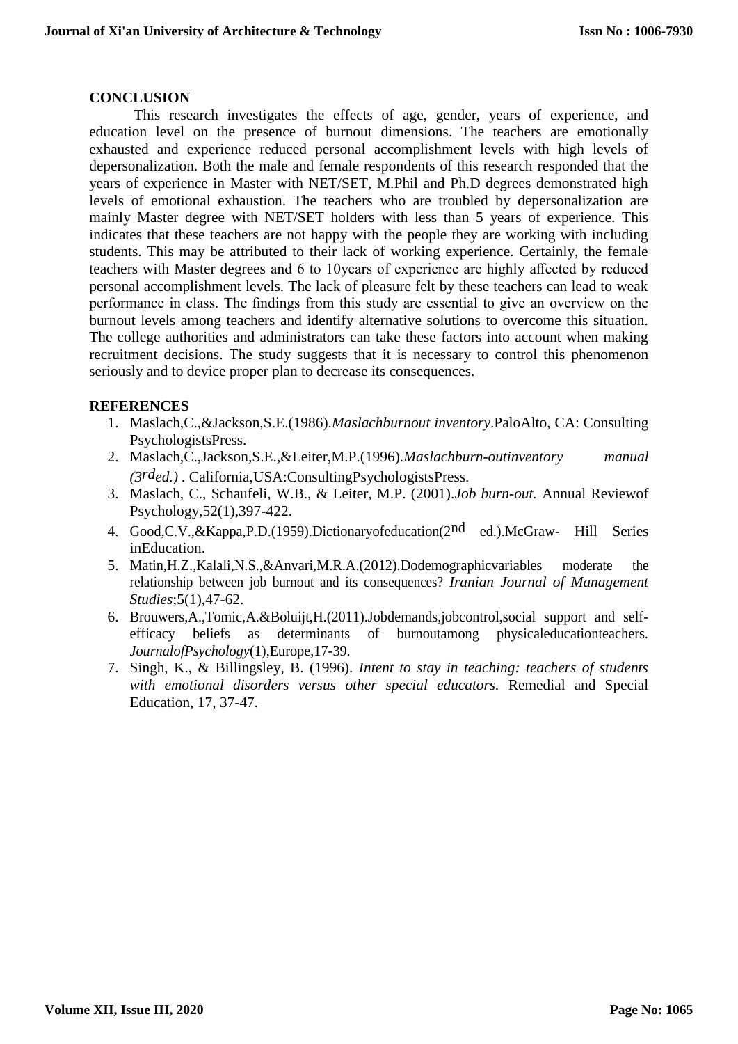## CONCLUSION

This research investigates the effects of age, gender, years of experience, and education level on the presence of burnout dimensions. The teachers are emotionally exhausted and experience reduced personal accomplishment levels with high levels of depersonalization. Both the male and female respondents of this research responded that the years of experience in Master with NET/SET, M.Phil and Ph.D degrees demonstrated high levels of emotional exhaustion. The teachers who are troubled by depersonalization are mainly Master degree with NET/SET holders with less than 5 years of experience. This indicates that these teachers are not happy with the people they are working with including students. This may be attributed to their lack of working experience. Certainly, the female teachers with Master degrees and 6 to 10years of experience are highly affected by reduced personal accomplishment levels. The lack of pleasure felt by these teachers can lead to weak performance in class. The findings from this study are essential to give an overview on the burnout levels among teachers and identify alternative solutions to overcome this situation. The college authorities and administrators can take these factors into account when making recruitment decisions. The study suggests that it is necessary to control this phenomenon seriously and to device proper plan to decrease its consequences.

## REFERENCES

1. Maslach,C.,&Jackson,S.E.(1986).*Maslachburnout inventory*.PaloAlto, CA: Consulting PsychologistsPress.
2. Maslach,C.,Jackson,S.E.,&Leiter,M.P.(1996).*Maslachburn-outinventory manual (3rded.)* . California,USA:ConsultingPsychologistsPress.
3. Maslach, C., Schaufeli, W.B., & Leiter, M.P. (2001).*Job burn-out.* Annual Reviewof Psychology,52(1),397-422.
4. Good,C.V.,&Kappa,P.D.(1959).Dictionaryofeducation(2nd ed.).McGraw- Hill Series inEducation.
5. Matin,H.Z.,Kalali,N.S.,&Anvari,M.R.A.(2012).Dodemographicvariables moderate the relationship between job burnout and its consequences? *Iranian Journal of Management Studies*;5(1),47-62.
6. Brouwers,A.,Tomic,A.&Boluijt,H.(2011).Jobdemands,jobcontrol,social support and self-efficacy beliefs as determinants of burnoutamong physicaleducationteachers. *JournalofPsychology*(1),Europe,17-39.
7. Singh, K., & Billingsley, B. (1996). *Intent to stay in teaching: teachers of students with emotional disorders versus other special educators.* Remedial and Special Education, 17, 37-47.